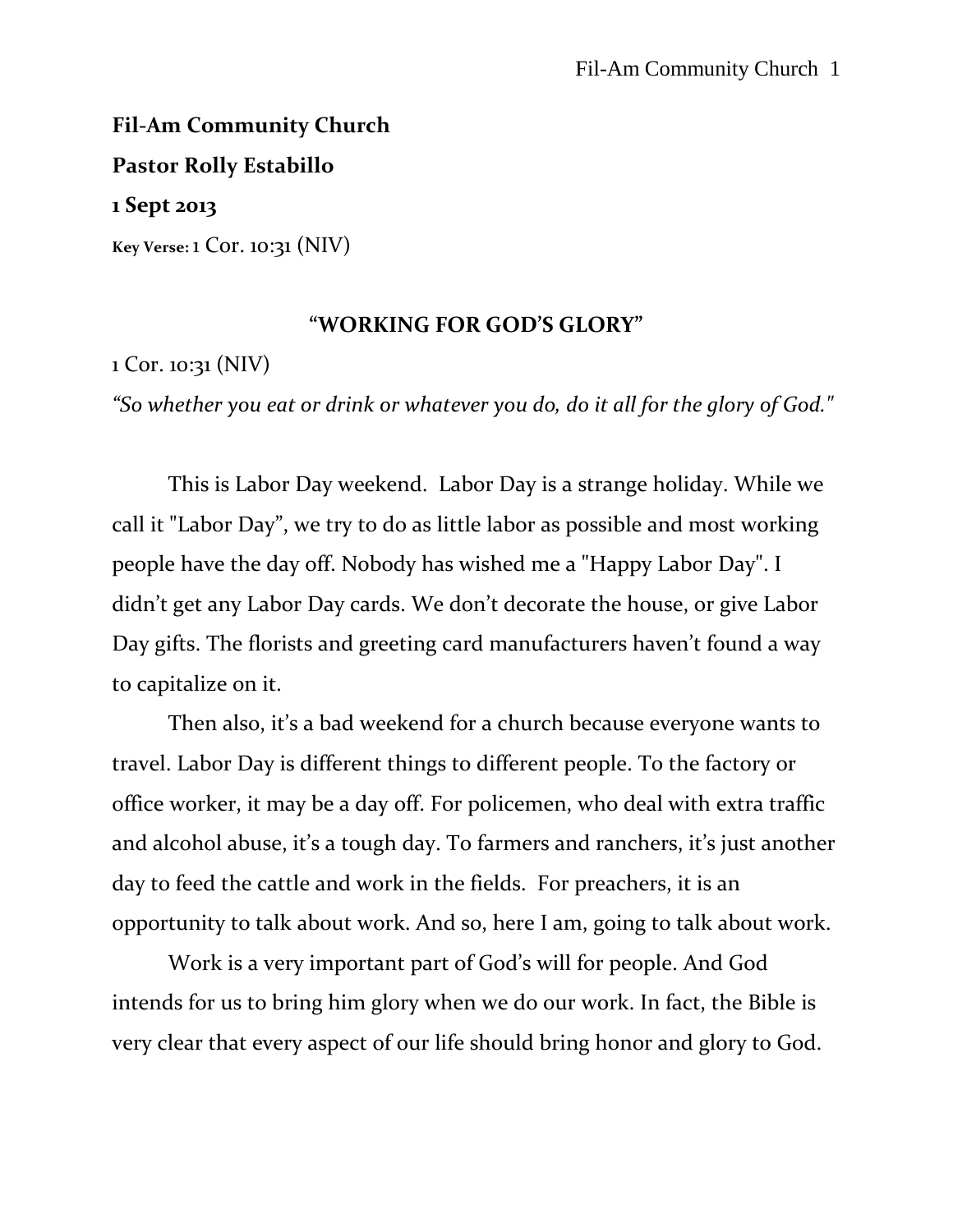**Fil-Am Community Church**

**Pastor Rolly Estabillo**

**1 Sept 2013**

**Key Verse: 1** Cor. 10:31 (NIV)

## "WORKING FOR GOD'S GLORY"

1 Cor. 10:31 (NIV)

*"So whether you eat or drink or whatever you do, do it all for the glory of God."*

This is Labor Day weekend. Labor Day is a strange holiday. While we call it "Labor Day", we try to do as little labor as possible and most working people have the day off. Nobody has wished me a "Happy Labor Day". I didn't get any Labor Day cards. We don't decorate the house, or give Labor Day gifts. The florists and greeting card manufacturers haven't found a way to capitalize on it.

Then also, it's a bad weekend for a church because everyone wants to travel. Labor Day is different things to different people. To the factory or office worker, it may be a day off. For policemen, who deal with extra traffic and alcohol abuse, it's a tough day. To farmers and ranchers, it's just another day to feed the cattle and work in the fields. For preachers, it is an opportunity to talk about work. And so, here I am, going to talk about work.

Work is a very important part of God's will for people. And God intends for us to bring him glory when we do our work. In fact, the Bible is very clear that every aspect of our life should bring honor and glory to God.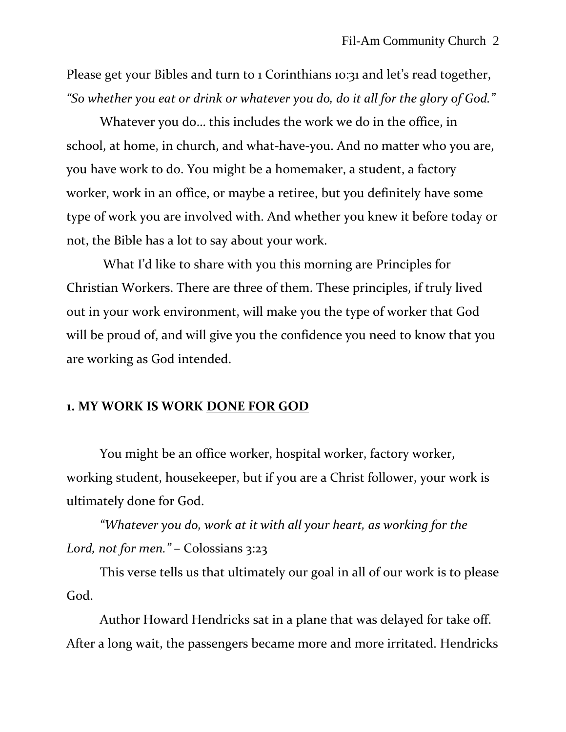Please get your Bibles and turn to 1 Corinthians 10:31 and let's read together, *"So whether you eat or drink or whatever you do, do it all for the glory of God."*

Whatever you do… this includes the work we do in the office, in school, at home, in church, and what-have-you. And no matter who you are, you have work to do. You might be a homemaker, a student, a factory worker, work in an office, or maybe a retiree, but you definitely have some type of work you are involved with. And whether you knew it before today or not, the Bible has a lot to say about your work.

What I'd like to share with you this morning are Principles for Christian Workers. There are three of them. These principles, if truly lived out in your work environment, will make you the type of worker that God will be proud of, and will give you the confidence you need to know that you are working as God intended.

**1. MY WORK IS WORK <u>DONE FOR GOD</u>**

You might be an office worker, hospital worker, factory worker, working student, housekeeper, but if you are a Christ follower, your work is ultimately done for God.

*"Whatever you do, work at it with all your heart, as working for the Lord, not for men."* – Colossians 3:23

This verse tells us that ultimately our goal in all of our work is to please God.

Author Howard Hendricks sat in a plane that was delayed for take off. After a long wait, the passengers became more and more irritated. Hendricks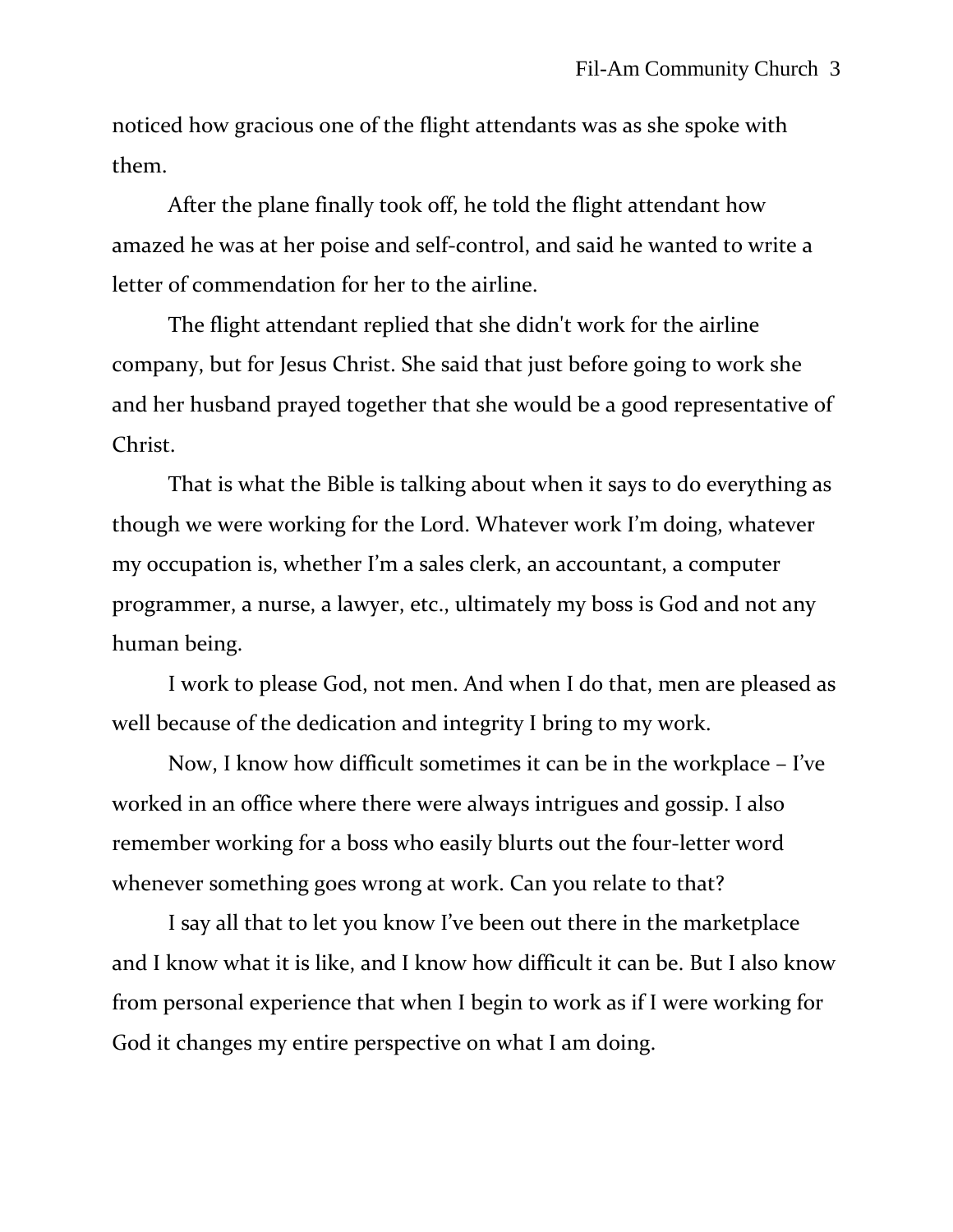noticed how gracious one of the flight attendants was as she spoke with them.

After the plane finally took off, he told the flight attendant how amazed he was at her poise and self-control, and said he wanted to write a letter of commendation for her to the airline.

The flight attendant replied that she didn't work for the airline company, but for Jesus Christ. She said that just before going to work she and her husband prayed together that she would be a good representative of Christ.

That is what the Bible is talking about when it says to do everything as though we were working for the Lord. Whatever work I'm doing, whatever my occupation is, whether I'm a sales clerk, an accountant, a computer programmer, a nurse, a lawyer, etc., ultimately my boss is God and not any human being.

I work to please God, not men. And when I do that, men are pleased as well because of the dedication and integrity I bring to my work.

Now, I know how difficult sometimes it can be in the workplace – I've worked in an office where there were always intrigues and gossip. I also remember working for a boss who easily blurts out the four-letter word whenever something goes wrong at work. Can you relate to that?

I say all that to let you know I've been out there in the marketplace and I know what it is like, and I know how difficult it can be. But I also know from personal experience that when I begin to work as if I were working for God it changes my entire perspective on what I am doing.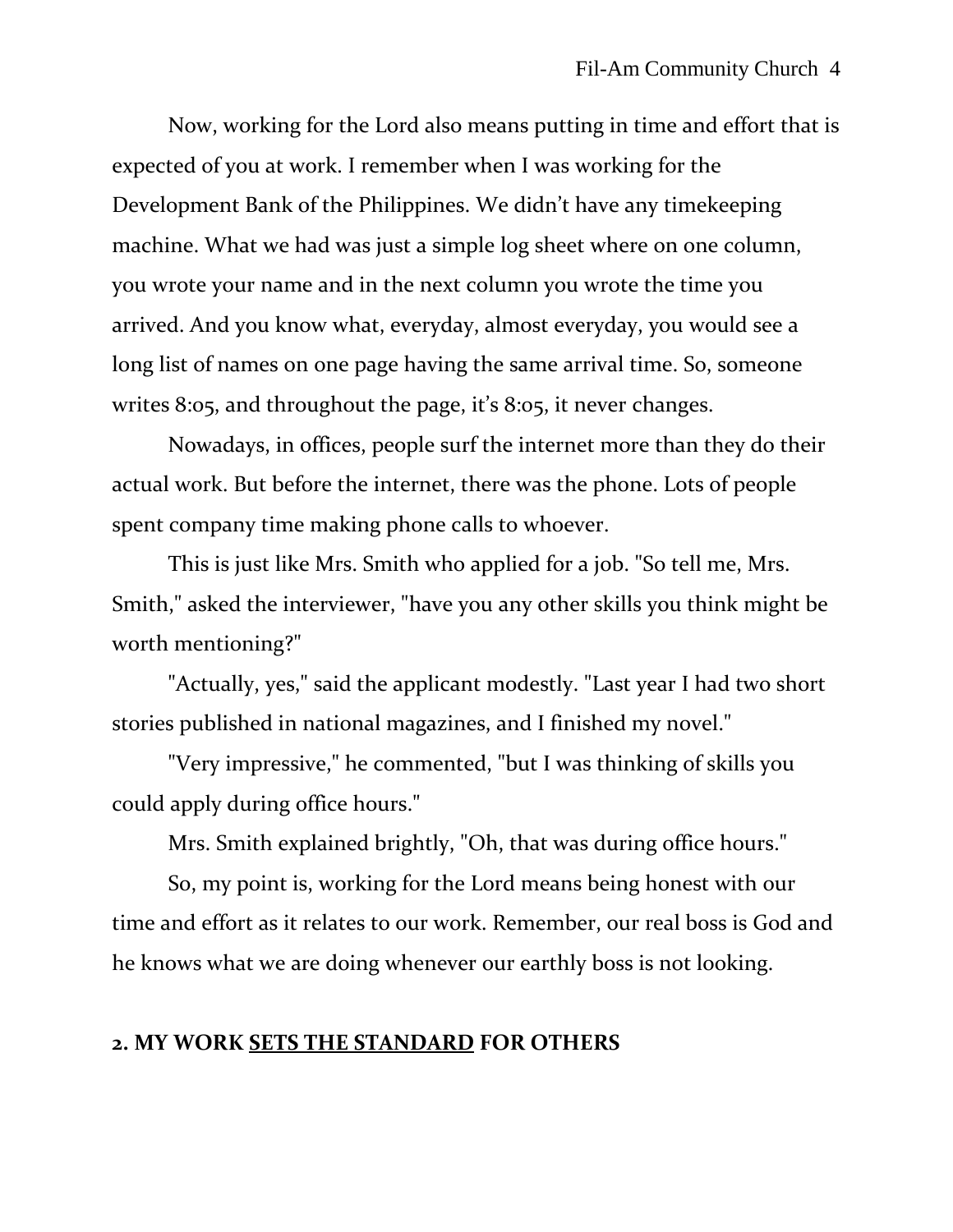Now, working for the Lord also means putting in time and effort that is expected of you at work. I remember when I was working for the Development Bank of the Philippines. We didn't have any timekeeping machine. What we had was just a simple log sheet where on one column, you wrote your name and in the next column you wrote the time you arrived. And you know what, everyday, almost everyday, you would see a long list of names on one page having the same arrival time. So, someone writes 8:05, and throughout the page, it's 8:05, it never changes.

Nowadays, in offices, people surf the internet more than they do their actual work. But before the internet, there was the phone. Lots of people spent company time making phone calls to whoever.

This is just like Mrs. Smith who applied for a job. "So tell me, Mrs. Smith," asked the interviewer, "have you any other skills you think might be worth mentioning?"

"Actually, yes," said the applicant modestly. "Last year I had two short stories published in national magazines, and I finished my novel."

"Very impressive," he commented, "but I was thinking of skills you could apply during office hours."

Mrs. Smith explained brightly, "Oh, that was during office hours."

So, my point is, working for the Lord means being honest with our time and effort as it relates to our work. Remember, our real boss is God and he knows what we are doing whenever our earthly boss is not looking.

**2. MY WORK <u>SETS THE STANDARD</u> FOR OTHERS**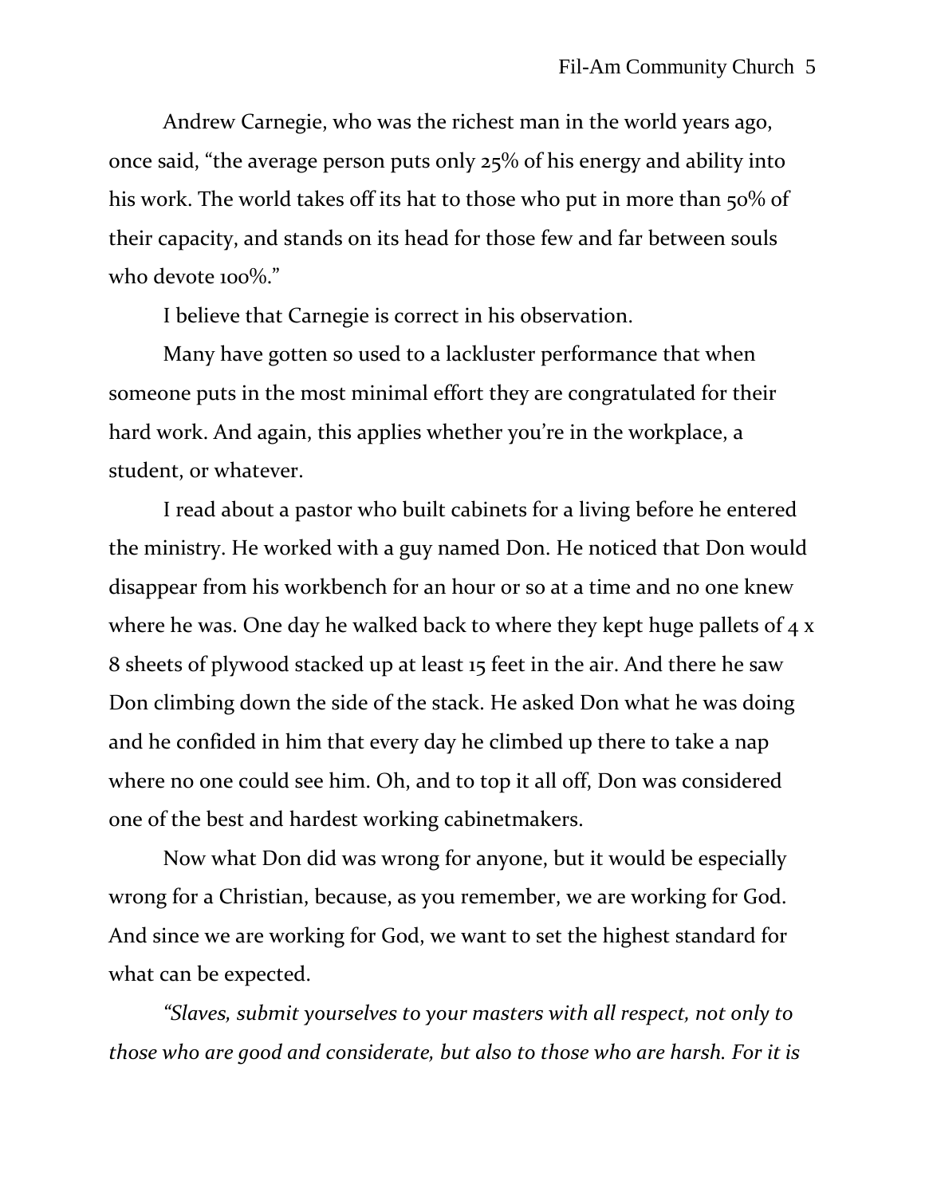Andrew Carnegie, who was the richest man in the world years ago, once said, "the average person puts only 25% of his energy and ability into his work. The world takes off its hat to those who put in more than 50% of their capacity, and stands on its head for those few and far between souls who devote 100%."

I believe that Carnegie is correct in his observation.

Many have gotten so used to a lackluster performance that when someone puts in the most minimal effort they are congratulated for their hard work. And again, this applies whether you're in the workplace, a student, or whatever.

I read about a pastor who built cabinets for a living before he entered the ministry. He worked with a guy named Don. He noticed that Don would disappear from his workbench for an hour or so at a time and no one knew where he was. One day he walked back to where they kept huge pallets of 4 x 8 sheets of plywood stacked up at least 15 feet in the air. And there he saw Don climbing down the side of the stack. He asked Don what he was doing and he confided in him that every day he climbed up there to take a nap where no one could see him. Oh, and to top it all off, Don was considered one of the best and hardest working cabinetmakers.

Now what Don did was wrong for anyone, but it would be especially wrong for a Christian, because, as you remember, we are working for God. And since we are working for God, we want to set the highest standard for what can be expected.

*"Slaves, submit yourselves to your masters with all respect, not only to those who are good and considerate, but also to those who are harsh. For it is*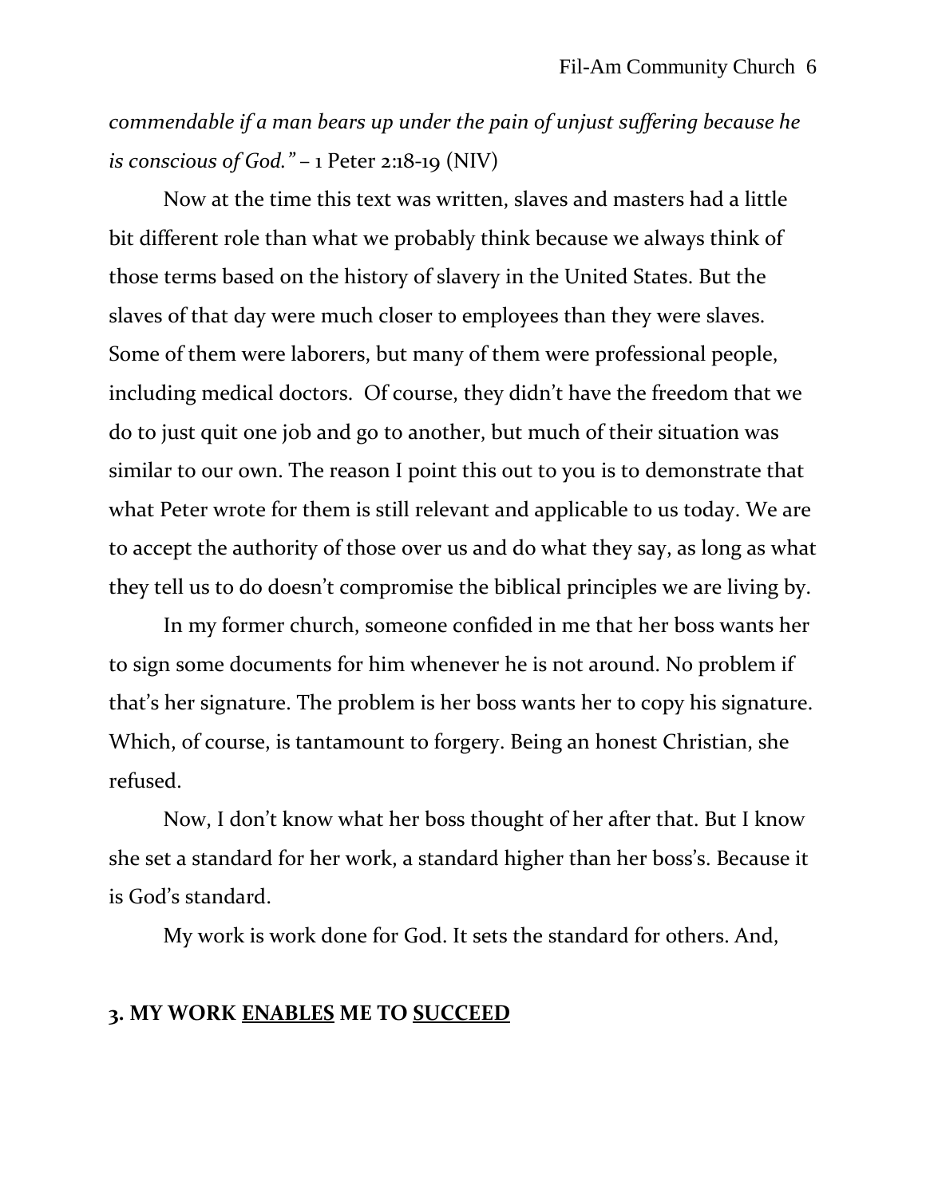*commendable if a man bears up under the pain of unjust suffering because he is conscious of God."* – 1 Peter 2:18-19 (NIV)

Now at the time this text was written, slaves and masters had a little bit different role than what we probably think because we always think of those terms based on the history of slavery in the United States. But the slaves of that day were much closer to employees than they were slaves. Some of them were laborers, but many of them were professional people, including medical doctors. Of course, they didn't have the freedom that we do to just quit one job and go to another, but much of their situation was similar to our own. The reason I point this out to you is to demonstrate that what Peter wrote for them is still relevant and applicable to us today. We are to accept the authority of those over us and do what they say, as long as what they tell us to do doesn't compromise the biblical principles we are living by.

In my former church, someone confided in me that her boss wants her to sign some documents for him whenever he is not around. No problem if that's her signature. The problem is her boss wants her to copy his signature. Which, of course, is tantamount to forgery. Being an honest Christian, she refused.

Now, I don't know what her boss thought of her after that. But I know she set a standard for her work, a standard higher than her boss's. Because it is God's standard.

My work is work done for God. It sets the standard for others. And,

**3. MY WORK <u>ENABLES</u> ME TO <u>SUCCEED</u>**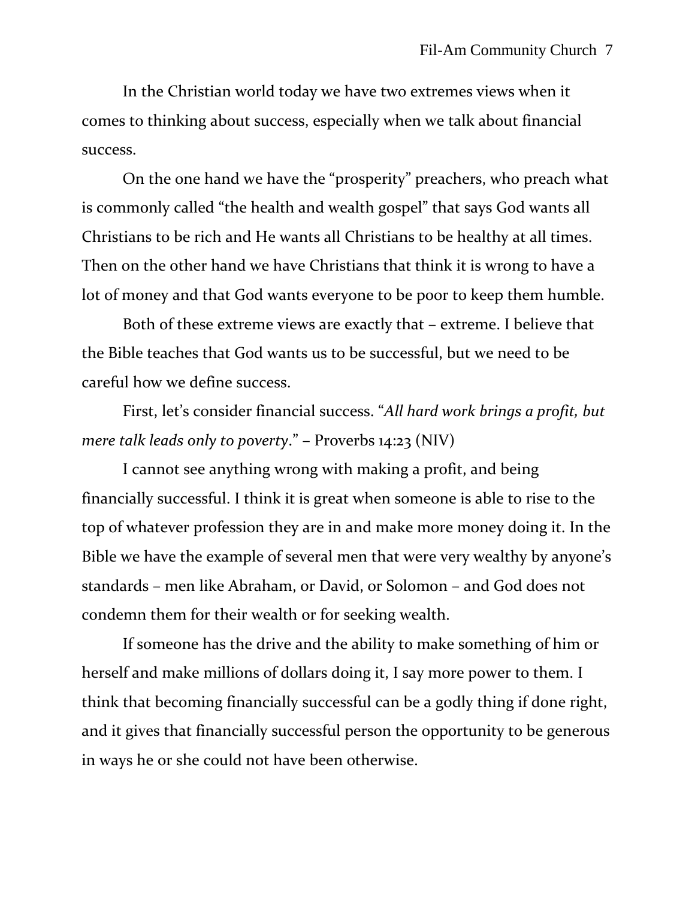In the Christian world today we have two extremes views when it comes to thinking about success, especially when we talk about financial success.

On the one hand we have the “prosperity” preachers, who preach what is commonly called “the health and wealth gospel” that says God wants all Christians to be rich and He wants all Christians to be healthy at all times. Then on the other hand we have Christians that think it is wrong to have a lot of money and that God wants everyone to be poor to keep them humble.

Both of these extreme views are exactly that – extreme. I believe that the Bible teaches that God wants us to be successful, but we need to be careful how we define success.

First, let’s consider financial success. “*All hard work brings a profit, but mere talk leads only to poverty*.” – Proverbs 14:23 (NIV)

I cannot see anything wrong with making a profit, and being financially successful. I think it is great when someone is able to rise to the top of whatever profession they are in and make more money doing it. In the Bible we have the example of several men that were very wealthy by anyone’s standards – men like Abraham, or David, or Solomon – and God does not condemn them for their wealth or for seeking wealth.

If someone has the drive and the ability to make something of him or herself and make millions of dollars doing it, I say more power to them. I think that becoming financially successful can be a godly thing if done right, and it gives that financially successful person the opportunity to be generous in ways he or she could not have been otherwise.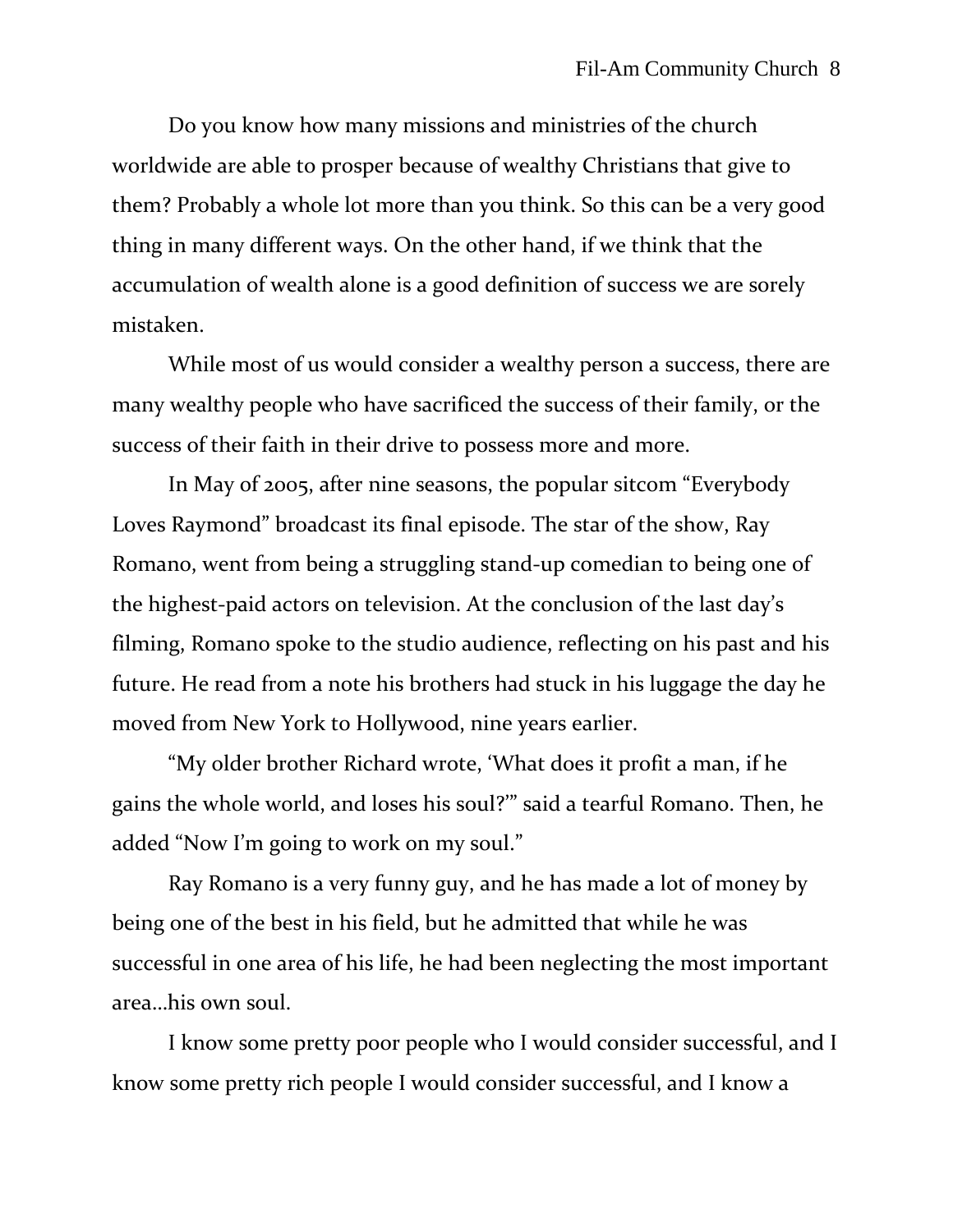Do you know how many missions and ministries of the church worldwide are able to prosper because of wealthy Christians that give to them? Probably a whole lot more than you think. So this can be a very good thing in many different ways. On the other hand, if we think that the accumulation of wealth alone is a good definition of success we are sorely mistaken.

While most of us would consider a wealthy person a success, there are many wealthy people who have sacrificed the success of their family, or the success of their faith in their drive to possess more and more.

In May of 2005, after nine seasons, the popular sitcom "Everybody Loves Raymond" broadcast its final episode. The star of the show, Ray Romano, went from being a struggling stand-up comedian to being one of the highest-paid actors on television. At the conclusion of the last day's filming, Romano spoke to the studio audience, reflecting on his past and his future. He read from a note his brothers had stuck in his luggage the day he moved from New York to Hollywood, nine years earlier.

"My older brother Richard wrote, 'What does it profit a man, if he gains the whole world, and loses his soul?'" said a tearful Romano. Then, he added "Now I'm going to work on my soul."

Ray Romano is a very funny guy, and he has made a lot of money by being one of the best in his field, but he admitted that while he was successful in one area of his life, he had been neglecting the most important area…his own soul.

I know some pretty poor people who I would consider successful, and I know some pretty rich people I would consider successful, and I know a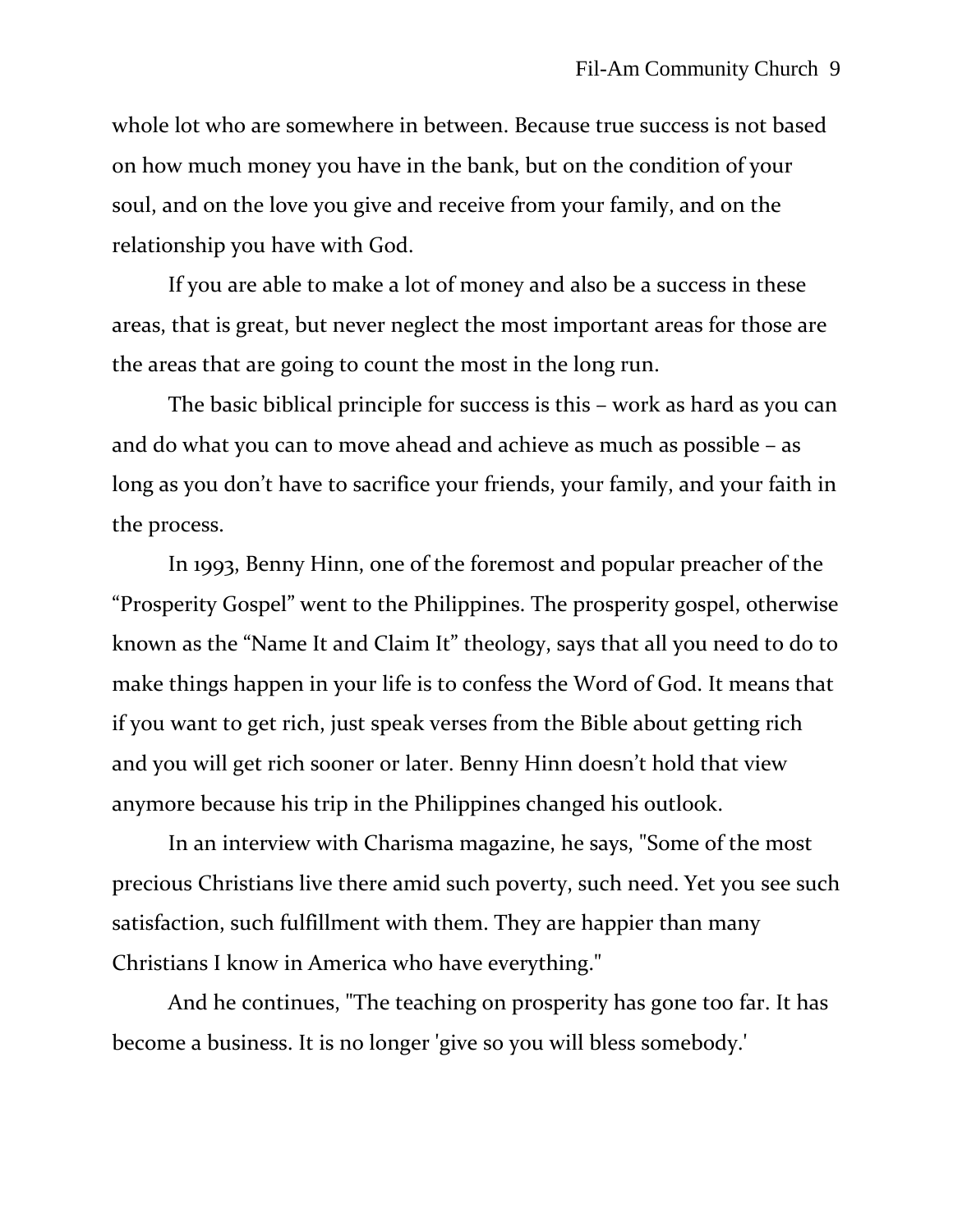whole lot who are somewhere in between. Because true success is not based on how much money you have in the bank, but on the condition of your soul, and on the love you give and receive from your family, and on the relationship you have with God.

If you are able to make a lot of money and also be a success in these areas, that is great, but never neglect the most important areas for those are the areas that are going to count the most in the long run.

The basic biblical principle for success is this – work as hard as you can and do what you can to move ahead and achieve as much as possible – as long as you don't have to sacrifice your friends, your family, and your faith in the process.

In 1993, Benny Hinn, one of the foremost and popular preacher of the "Prosperity Gospel" went to the Philippines. The prosperity gospel, otherwise known as the "Name It and Claim It" theology, says that all you need to do to make things happen in your life is to confess the Word of God. It means that if you want to get rich, just speak verses from the Bible about getting rich and you will get rich sooner or later. Benny Hinn doesn't hold that view anymore because his trip in the Philippines changed his outlook.

In an interview with Charisma magazine, he says, "Some of the most precious Christians live there amid such poverty, such need. Yet you see such satisfaction, such fulfillment with them. They are happier than many Christians I know in America who have everything."

And he continues, "The teaching on prosperity has gone too far. It has become a business. It is no longer 'give so you will bless somebody.'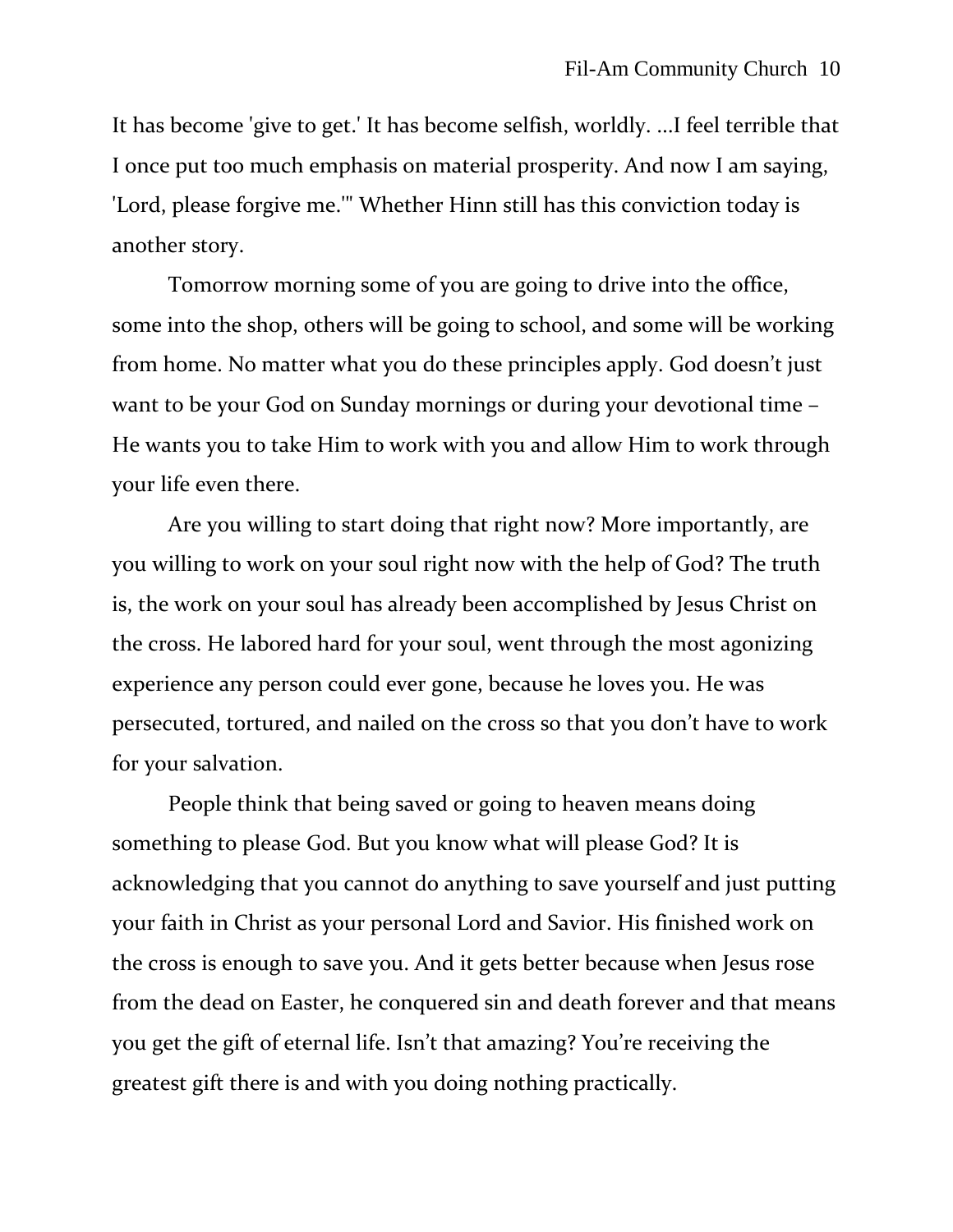It has become 'give to get.' It has become selfish, worldly. ...I feel terrible that I once put too much emphasis on material prosperity. And now I am saying, 'Lord, please forgive me.'" Whether Hinn still has this conviction today is another story.

Tomorrow morning some of you are going to drive into the office, some into the shop, others will be going to school, and some will be working from home. No matter what you do these principles apply. God doesn’t just want to be your God on Sunday mornings or during your devotional time – He wants you to take Him to work with you and allow Him to work through your life even there.

Are you willing to start doing that right now? More importantly, are you willing to work on your soul right now with the help of God? The truth is, the work on your soul has already been accomplished by Jesus Christ on the cross. He labored hard for your soul, went through the most agonizing experience any person could ever gone, because he loves you. He was persecuted, tortured, and nailed on the cross so that you don’t have to work for your salvation.

People think that being saved or going to heaven means doing something to please God. But you know what will please God? It is acknowledging that you cannot do anything to save yourself and just putting your faith in Christ as your personal Lord and Savior. His finished work on the cross is enough to save you. And it gets better because when Jesus rose from the dead on Easter, he conquered sin and death forever and that means you get the gift of eternal life. Isn’t that amazing? You’re receiving the greatest gift there is and with you doing nothing practically.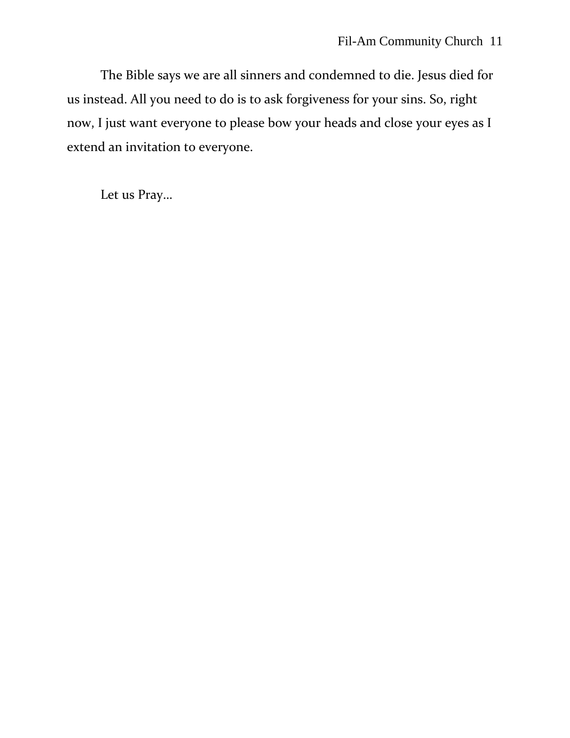The Bible says we are all sinners and condemned to die. Jesus died for us instead. All you need to do is to ask forgiveness for your sins. So, right now, I just want everyone to please bow your heads and close your eyes as I extend an invitation to everyone.

Let us Pray…